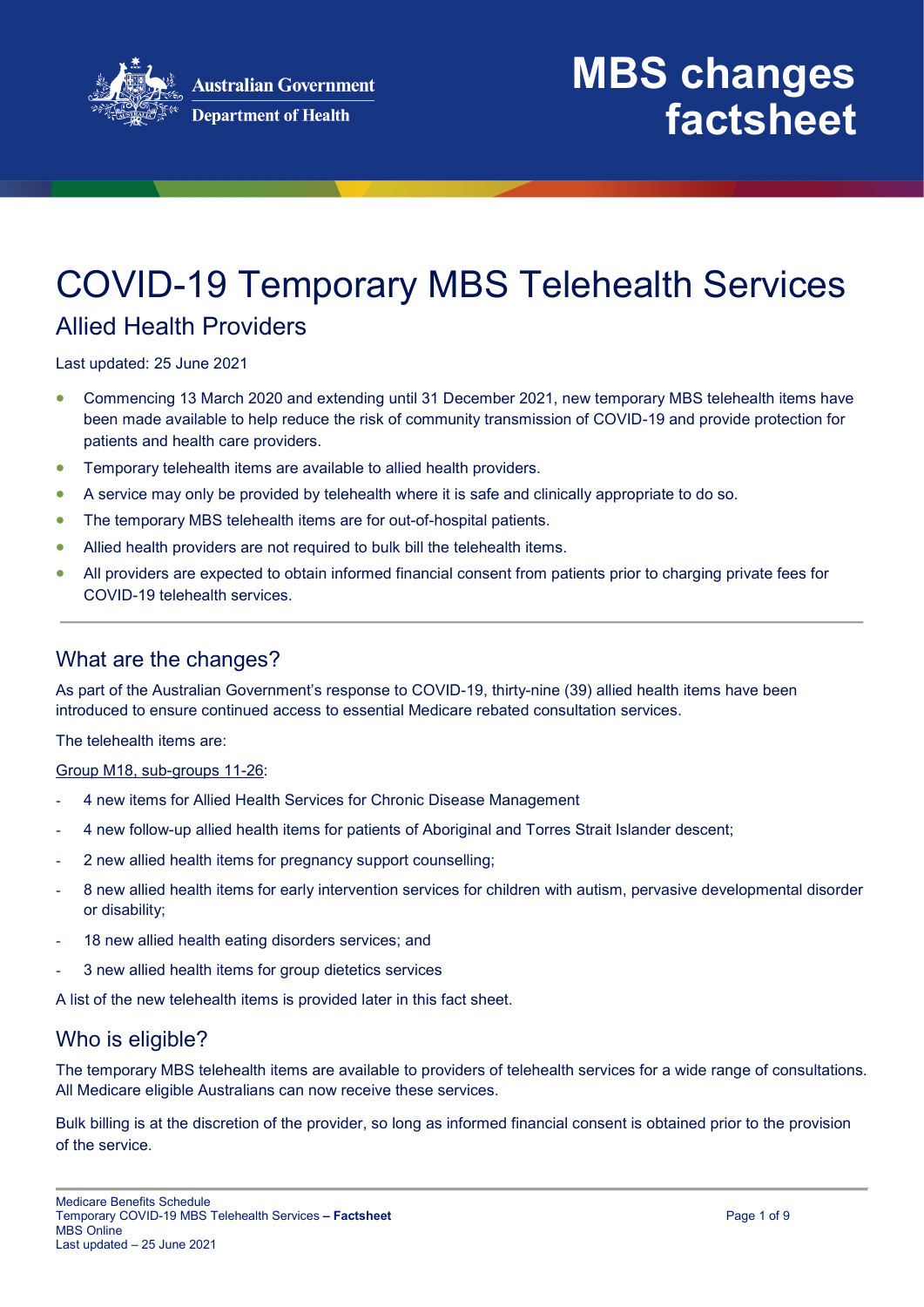Australian Government
Department of Health

# MBS changes factsheet

# COVID-19 Temporary MBS Telehealth Services

## Allied Health Providers

Last updated: 25 June 2021

- Commencing 13 March 2020 and extending until 31 December 2021, new temporary MBS telehealth items have been made available to help reduce the risk of community transmission of COVID-19 and provide protection for patients and health care providers.
- Temporary telehealth items are available to allied health providers.
- A service may only be provided by telehealth where it is safe and clinically appropriate to do so.
- The temporary MBS telehealth items are for out-of-hospital patients.
- Allied health providers are not required to bulk bill the telehealth items.
- All providers are expected to obtain informed financial consent from patients prior to charging private fees for COVID-19 telehealth services.

---

## What are the changes?

As part of the Australian Government's response to COVID-19, thirty-nine (39) allied health items have been introduced to ensure continued access to essential Medicare rebated consultation services.

The telehealth items are:

Group M18, sub-groups 11-26:

- 4 new items for Allied Health Services for Chronic Disease Management
- 4 new follow-up allied health items for patients of Aboriginal and Torres Strait Islander descent;
- 2 new allied health items for pregnancy support counselling;
- 8 new allied health items for early intervention services for children with autism, pervasive developmental disorder or disability;
- 18 new allied health eating disorders services; and
- 3 new allied health items for group dietetics services

A list of the new telehealth items is provided later in this fact sheet.

## Who is eligible?

The temporary MBS telehealth items are available to providers of telehealth services for a wide range of consultations. All Medicare eligible Australians can now receive these services.

Bulk billing is at the discretion of the provider, so long as informed financial consent is obtained prior to the provision of the service.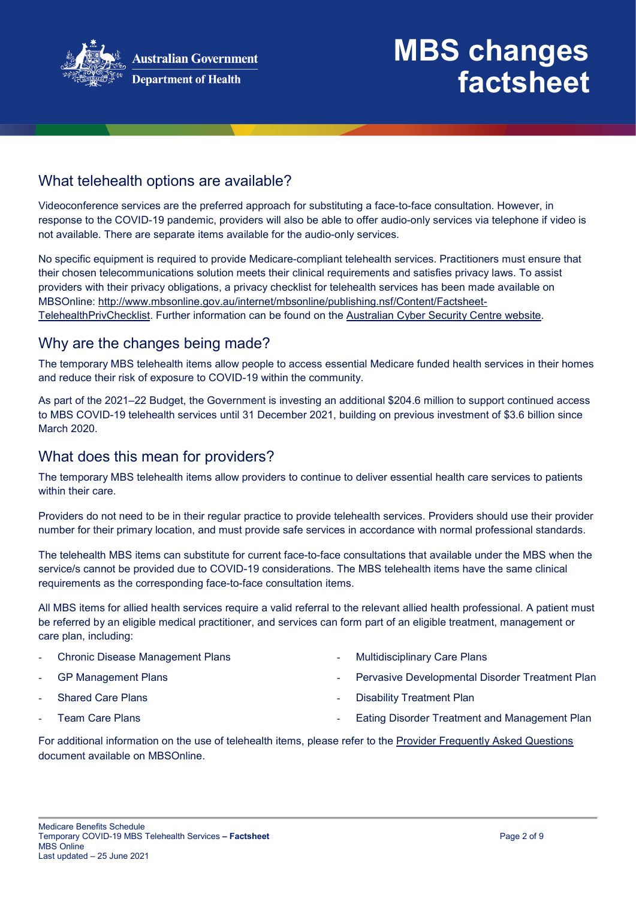## What telehealth options are available?

Videoconference services are the preferred approach for substituting a face-to-face consultation. However, in response to the COVID-19 pandemic, providers will also be able to offer audio-only services via telephone if video is not available. There are separate items available for the audio-only services.

No specific equipment is required to provide Medicare-compliant telehealth services. Practitioners must ensure that their chosen telecommunications solution meets their clinical requirements and satisfies privacy laws. To assist providers with their privacy obligations, a privacy checklist for telehealth services has been made available on MBSOnline: http://www.mbsonline.gov.au/internet/mbsonline/publishing.nsf/Content/Factsheet-TelehealthPrivChecklist. Further information can be found on the Australian Cyber Security Centre website.

## Why are the changes being made?

The temporary MBS telehealth items allow people to access essential Medicare funded health services in their homes and reduce their risk of exposure to COVID-19 within the community.

As part of the 2021–22 Budget, the Government is investing an additional $204.6 million to support continued access to MBS COVID-19 telehealth services until 31 December 2021, building on previous investment of $3.6 billion since March 2020.

## What does this mean for providers?

The temporary MBS telehealth items allow providers to continue to deliver essential health care services to patients within their care.

Providers do not need to be in their regular practice to provide telehealth services. Providers should use their provider number for their primary location, and must provide safe services in accordance with normal professional standards.

The telehealth MBS items can substitute for current face-to-face consultations that available under the MBS when the service/s cannot be provided due to COVID-19 considerations. The MBS telehealth items have the same clinical requirements as the corresponding face-to-face consultation items.

All MBS items for allied health services require a valid referral to the relevant allied health professional. A patient must be referred by an eligible medical practitioner, and services can form part of an eligible treatment, management or care plan, including:

- Chronic Disease Management Plans
- GP Management Plans
- Shared Care Plans
- Team Care Plans
- Multidisciplinary Care Plans
- Pervasive Developmental Disorder Treatment Plan
- Disability Treatment Plan
- Eating Disorder Treatment and Management Plan

For additional information on the use of telehealth items, please refer to the Provider Frequently Asked Questions document available on MBSOnline.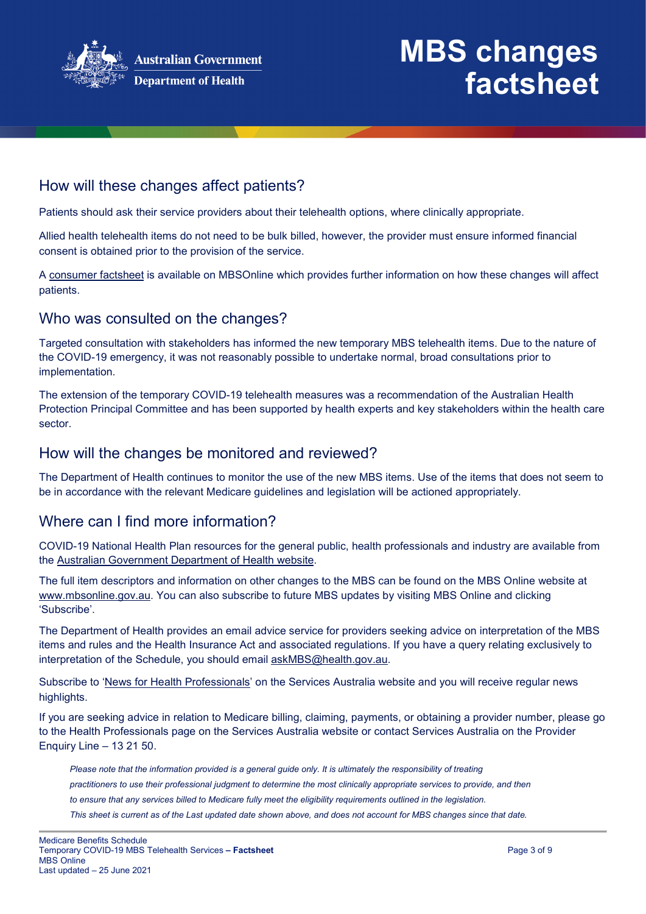## How will these changes affect patients?

Patients should ask their service providers about their telehealth options, where clinically appropriate.

Allied health telehealth items do not need to be bulk billed, however, the provider must ensure informed financial consent is obtained prior to the provision of the service.

A consumer factsheet is available on MBSOnline which provides further information on how these changes will affect patients.

## Who was consulted on the changes?

Targeted consultation with stakeholders has informed the new temporary MBS telehealth items. Due to the nature of the COVID-19 emergency, it was not reasonably possible to undertake normal, broad consultations prior to implementation.

The extension of the temporary COVID-19 telehealth measures was a recommendation of the Australian Health Protection Principal Committee and has been supported by health experts and key stakeholders within the health care sector.

## How will the changes be monitored and reviewed?

The Department of Health continues to monitor the use of the new MBS items. Use of the items that does not seem to be in accordance with the relevant Medicare guidelines and legislation will be actioned appropriately.

## Where can I find more information?

COVID-19 National Health Plan resources for the general public, health professionals and industry are available from the Australian Government Department of Health website.

The full item descriptors and information on other changes to the MBS can be found on the MBS Online website at www.mbsonline.gov.au. You can also subscribe to future MBS updates by visiting MBS Online and clicking 'Subscribe'.

The Department of Health provides an email advice service for providers seeking advice on interpretation of the MBS items and rules and the Health Insurance Act and associated regulations. If you have a query relating exclusively to interpretation of the Schedule, you should email askMBS@health.gov.au.

Subscribe to 'News for Health Professionals' on the Services Australia website and you will receive regular news highlights.

If you are seeking advice in relation to Medicare billing, claiming, payments, or obtaining a provider number, please go to the Health Professionals page on the Services Australia website or contact Services Australia on the Provider Enquiry Line – 13 21 50.

*Please note that the information provided is a general guide only. It is ultimately the responsibility of treating practitioners to use their professional judgment to determine the most clinically appropriate services to provide, and then to ensure that any services billed to Medicare fully meet the eligibility requirements outlined in the legislation.*

*This sheet is current as of the Last updated date shown above, and does not account for MBS changes since that date.*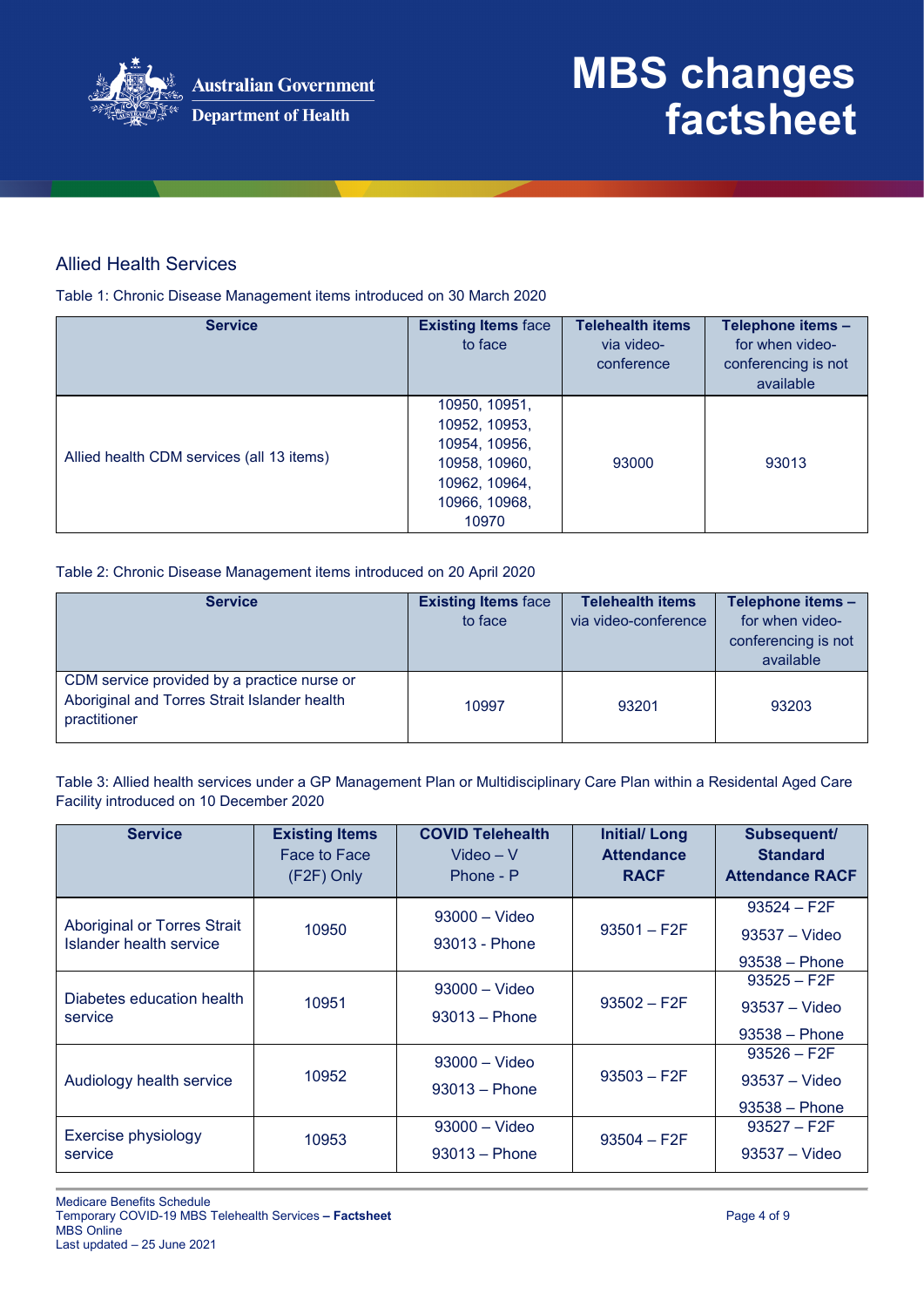## Allied Health Services

Table 1: Chronic Disease Management items introduced on 30 March 2020

| Service | Existing Items face to face | Telehealth items via video-conference | Telephone items – for when video-conferencing is not available |
|---|---|---|---|
| Allied health CDM services (all 13 items) | 10950, 10951, 10952, 10953, 10954, 10956, 10958, 10960, 10962, 10964, 10966, 10968, 10970 | 93000 | 93013 |

Table 2: Chronic Disease Management items introduced on 20 April 2020

| Service | Existing Items face to face | Telehealth items via video-conference | Telephone items – for when video-conferencing is not available |
|---|---|---|---|
| CDM service provided by a practice nurse or Aboriginal and Torres Strait Islander health practitioner | 10997 | 93201 | 93203 |

Table 3: Allied health services under a GP Management Plan or Multidisciplinary Care Plan within a Residental Aged Care Facility introduced on 10 December 2020

| Service | Existing Items Face to Face (F2F) Only | COVID Telehealth Video – V Phone - P | Initial/ Long Attendance RACF | Subsequent/ Standard Attendance RACF |
|---|---|---|---|---|
| Aboriginal or Torres Strait Islander health service | 10950 | 93000 – Video<br>93013 - Phone | 93501 – F2F | 93524 – F2F<br>93537 – Video<br>93538 – Phone |
| Diabetes education health service | 10951 | 93000 – Video<br>93013 – Phone | 93502 – F2F | 93525 – F2F<br>93537 – Video<br>93538 – Phone |
| Audiology health service | 10952 | 93000 – Video<br>93013 – Phone | 93503 – F2F | 93526 – F2F<br>93537 – Video<br>93538 – Phone |
| Exercise physiology service | 10953 | 93000 – Video<br>93013 – Phone | 93504 – F2F | 93527 – F2F<br>93537 – Video |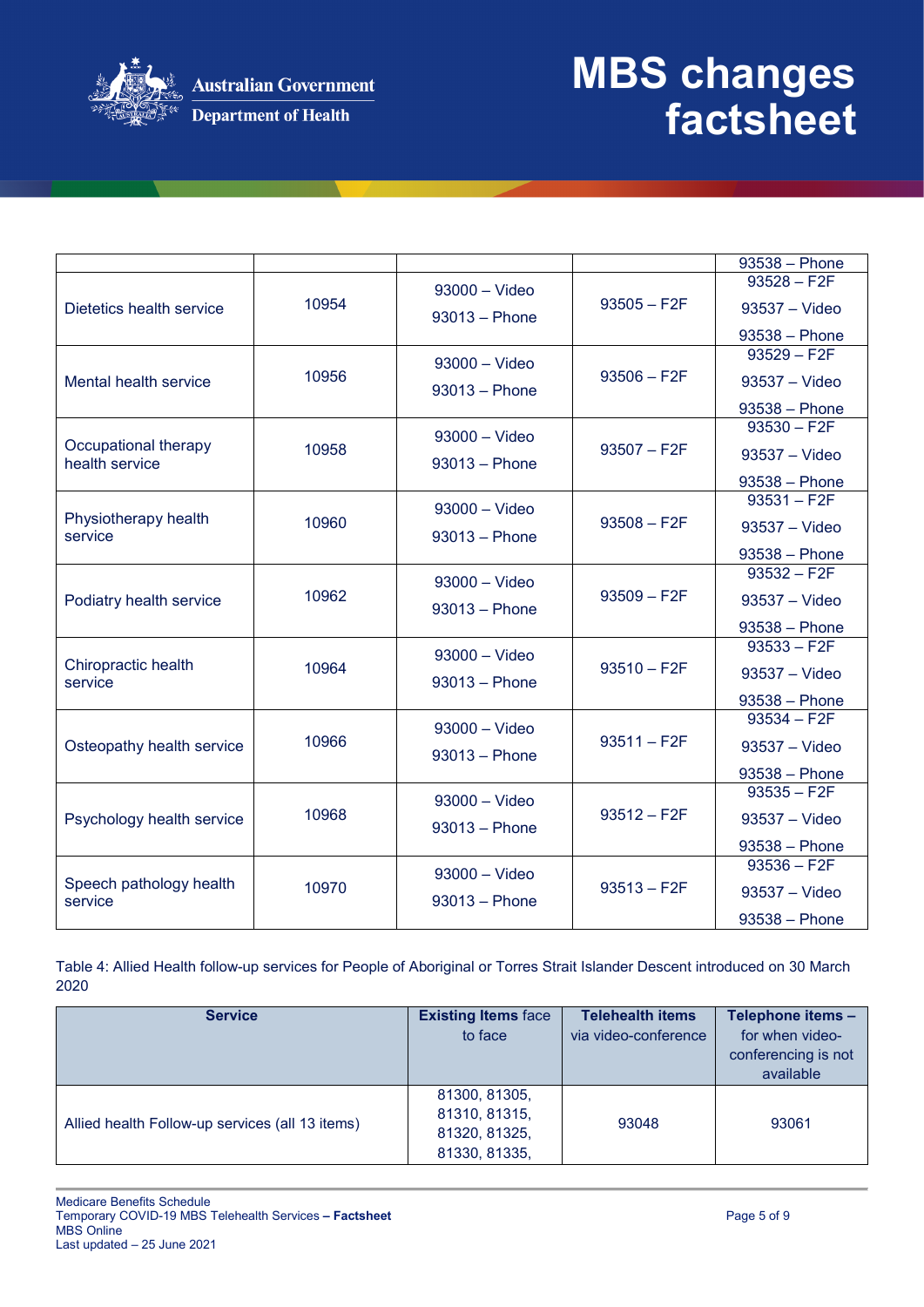| | | | | 93538 – Phone |
|---|---|---|---|---|
| Dietetics health service | 10954 | 93000 – Video<br>93013 – Phone | 93505 – F2F | 93528 – F2F<br>93537 – Video<br>93538 – Phone |
| Mental health service | 10956 | 93000 – Video<br>93013 – Phone | 93506 – F2F | 93529 – F2F<br>93537 – Video<br>93538 – Phone |
| Occupational therapy health service | 10958 | 93000 – Video<br>93013 – Phone | 93507 – F2F | 93530 – F2F<br>93537 – Video<br>93538 – Phone |
| Physiotherapy health service | 10960 | 93000 – Video<br>93013 – Phone | 93508 – F2F | 93531 – F2F<br>93537 – Video<br>93538 – Phone |
| Podiatry health service | 10962 | 93000 – Video<br>93013 – Phone | 93509 – F2F | 93532 – F2F<br>93537 – Video<br>93538 – Phone |
| Chiropractic health service | 10964 | 93000 – Video<br>93013 – Phone | 93510 – F2F | 93533 – F2F<br>93537 – Video<br>93538 – Phone |
| Osteopathy health service | 10966 | 93000 – Video<br>93013 – Phone | 93511 – F2F | 93534 – F2F<br>93537 – Video<br>93538 – Phone |
| Psychology health service | 10968 | 93000 – Video<br>93013 – Phone | 93512 – F2F | 93535 – F2F<br>93537 – Video<br>93538 – Phone |
| Speech pathology health service | 10970 | 93000 – Video<br>93013 – Phone | 93513 – F2F | 93536 – F2F<br>93537 – Video<br>93538 – Phone |

Table 4: Allied Health follow-up services for People of Aboriginal or Torres Strait Islander Descent introduced on 30 March 2020

| Service | **Existing Items** face to face | **Telehealth items** via video-conference | **Telephone items** – for when video-conferencing is not available |
|---|---|---|---|
| Allied health Follow-up services (all 13 items) | 81300, 81305, 81310, 81315, 81320, 81325, 81330, 81335, | 93048 | 93061 |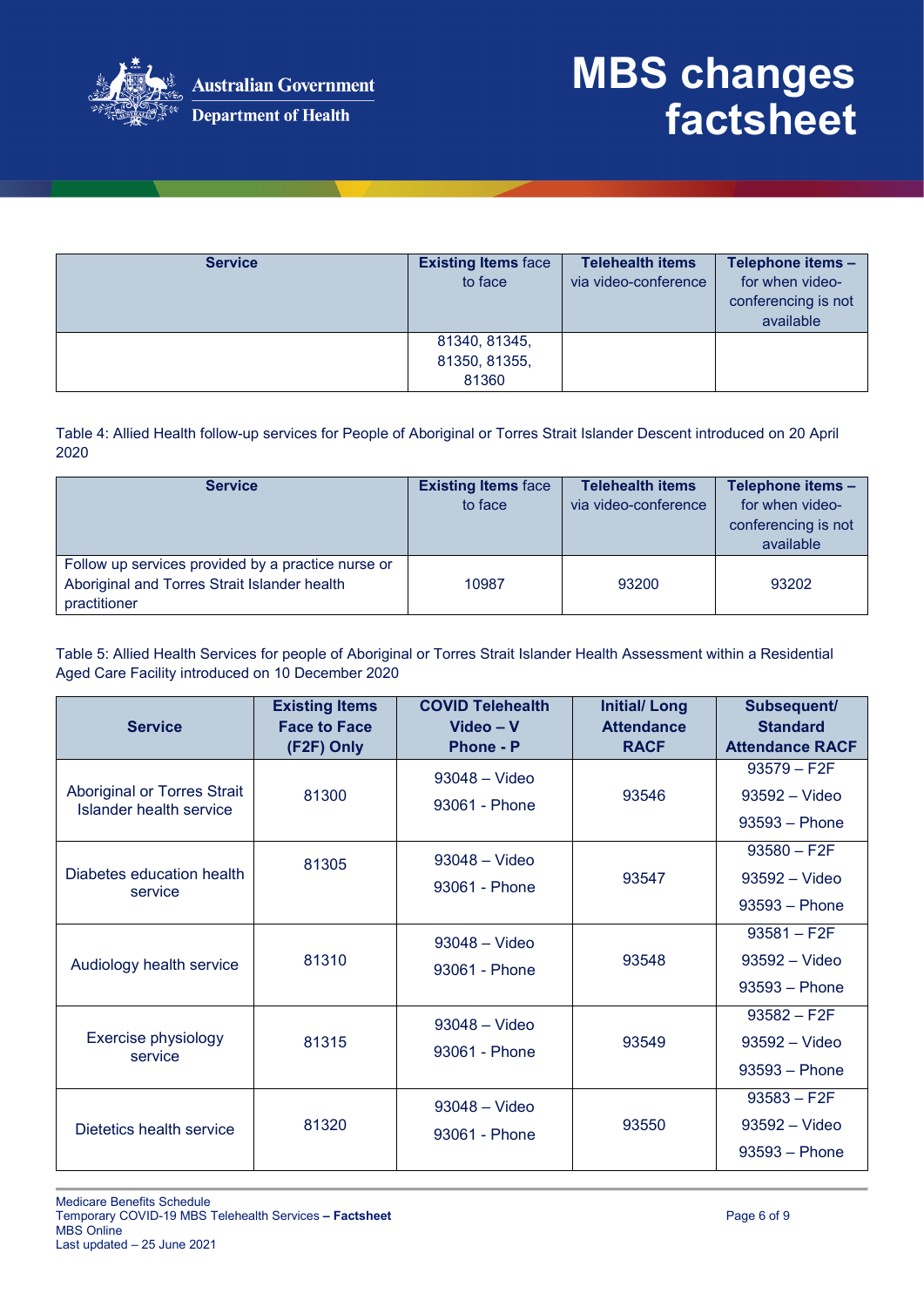| Service | Existing Items face to face | Telehealth items via video-conference | Telephone items – for when video-conferencing is not available |
|---|---|---|---|
| | 81340, 81345, 81350, 81355, 81360 | | |

Table 4: Allied Health follow-up services for People of Aboriginal or Torres Strait Islander Descent introduced on 20 April 2020

| Service | Existing Items face to face | Telehealth items via video-conference | Telephone items – for when video-conferencing is not available |
|---|---|---|---|
| Follow up services provided by a practice nurse or Aboriginal and Torres Strait Islander health practitioner | 10987 | 93200 | 93202 |

Table 5: Allied Health Services for people of Aboriginal or Torres Strait Islander Health Assessment within a Residential Aged Care Facility introduced on 10 December 2020

| Service | Existing Items Face to Face (F2F) Only | COVID Telehealth Video – V Phone - P | Initial/ Long Attendance RACF | Subsequent/ Standard Attendance RACF |
|---|---|---|---|---|
| Aboriginal or Torres Strait Islander health service | 81300 | 93048 – Video<br>93061 - Phone | 93546 | 93579 – F2F<br>93592 – Video<br>93593 – Phone |
| Diabetes education health service | 81305 | 93048 – Video<br>93061 - Phone | 93547 | 93580 – F2F<br>93592 – Video<br>93593 – Phone |
| Audiology health service | 81310 | 93048 – Video<br>93061 - Phone | 93548 | 93581 – F2F<br>93592 – Video<br>93593 – Phone |
| Exercise physiology service | 81315 | 93048 – Video<br>93061 - Phone | 93549 | 93582 – F2F<br>93592 – Video<br>93593 – Phone |
| Dietetics health service | 81320 | 93048 – Video<br>93061 - Phone | 93550 | 93583 – F2F<br>93592 – Video<br>93593 – Phone |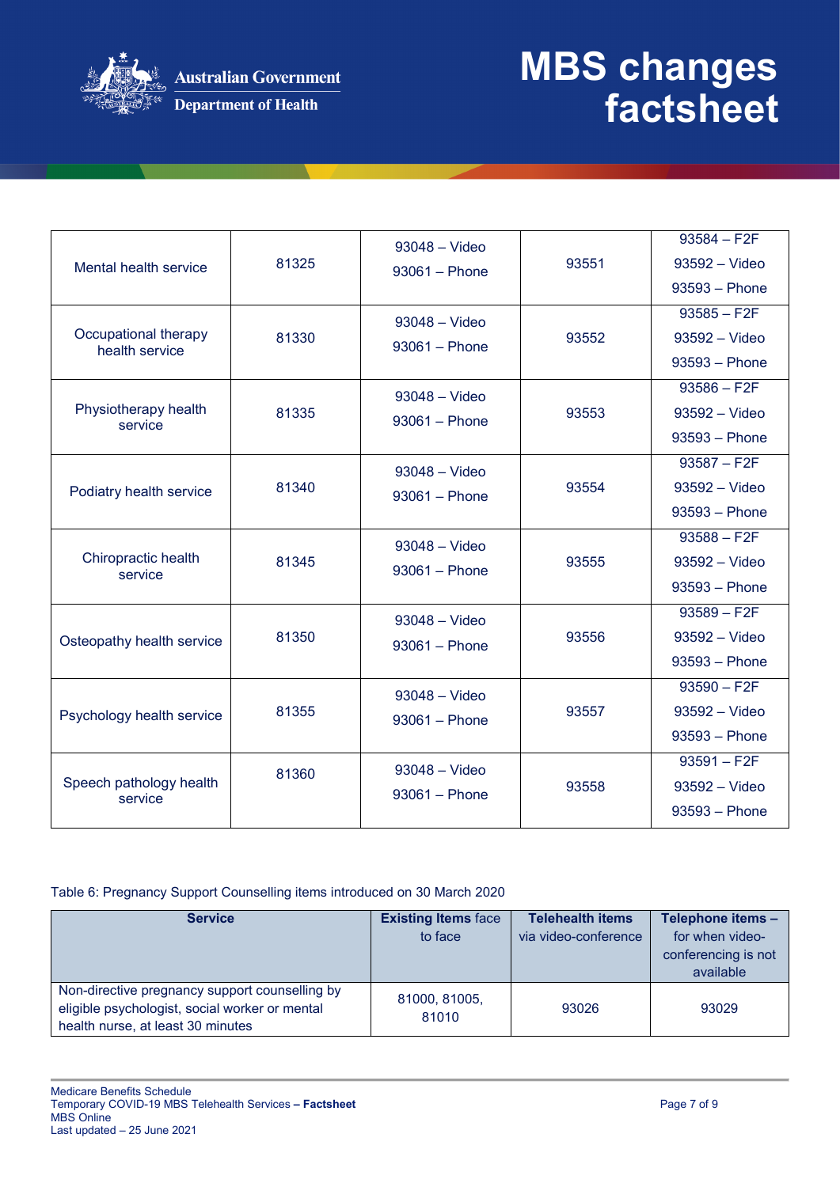| | | | | |
|---|---|---|---|---|
| Mental health service | 81325 | 93048 – Video<br>93061 – Phone | 93551 | 93584 – F2F<br>93592 – Video<br>93593 – Phone |
| Occupational therapy health service | 81330 | 93048 – Video<br>93061 – Phone | 93552 | 93585 – F2F<br>93592 – Video<br>93593 – Phone |
| Physiotherapy health service | 81335 | 93048 – Video<br>93061 – Phone | 93553 | 93586 – F2F<br>93592 – Video<br>93593 – Phone |
| Podiatry health service | 81340 | 93048 – Video<br>93061 – Phone | 93554 | 93587 – F2F<br>93592 – Video<br>93593 – Phone |
| Chiropractic health service | 81345 | 93048 – Video<br>93061 – Phone | 93555 | 93588 – F2F<br>93592 – Video<br>93593 – Phone |
| Osteopathy health service | 81350 | 93048 – Video<br>93061 – Phone | 93556 | 93589 – F2F<br>93592 – Video<br>93593 – Phone |
| Psychology health service | 81355 | 93048 – Video<br>93061 – Phone | 93557 | 93590 – F2F<br>93592 – Video<br>93593 – Phone |
| Speech pathology health service | 81360 | 93048 – Video<br>93061 – Phone | 93558 | 93591 – F2F<br>93592 – Video<br>93593 – Phone |

Table 6: Pregnancy Support Counselling items introduced on 30 March 2020

| **Service** | **Existing Items** face to face | **Telehealth items** via video-conference | **Telephone items** – for when video-conferencing is not available |
|---|---|---|---|
| Non-directive pregnancy support counselling by eligible psychologist, social worker or mental health nurse, at least 30 minutes | 81000, 81005, 81010 | 93026 | 93029 |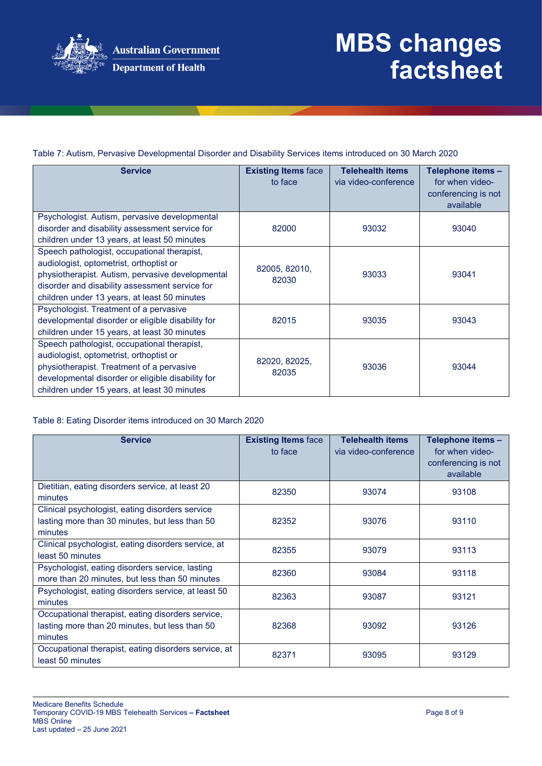Table 7: Autism, Pervasive Developmental Disorder and Disability Services items introduced on 30 March 2020

| Service | **Existing Items** face to face | **Telehealth items** via video-conference | **Telephone items –** for when video-conferencing is not available |
|---|---|---|---|
| Psychologist. Autism, pervasive developmental disorder and disability assessment service for children under 13 years, at least 50 minutes | 82000 | 93032 | 93040 |
| Speech pathologist, occupational therapist, audiologist, optometrist, orthoptist or physiotherapist. Autism, pervasive developmental disorder and disability assessment service for children under 13 years, at least 50 minutes | 82005, 82010, 82030 | 93033 | 93041 |
| Psychologist. Treatment of a pervasive developmental disorder or eligible disability for children under 15 years, at least 30 minutes | 82015 | 93035 | 93043 |
| Speech pathologist, occupational therapist, audiologist, optometrist, orthoptist or physiotherapist. Treatment of a pervasive developmental disorder or eligible disability for children under 15 years, at least 30 minutes | 82020, 82025, 82035 | 93036 | 93044 |

Table 8: Eating Disorder items introduced on 30 March 2020

| Service | **Existing Items** face to face | **Telehealth items** via video-conference | **Telephone items –** for when video-conferencing is not available |
|---|---|---|---|
| Dietitian, eating disorders service, at least 20 minutes | 82350 | 93074 | 93108 |
| Clinical psychologist, eating disorders service lasting more than 30 minutes, but less than 50 minutes | 82352 | 93076 | 93110 |
| Clinical psychologist, eating disorders service, at least 50 minutes | 82355 | 93079 | 93113 |
| Psychologist, eating disorders service, lasting more than 20 minutes, but less than 50 minutes | 82360 | 93084 | 93118 |
| Psychologist, eating disorders service, at least 50 minutes | 82363 | 93087 | 93121 |
| Occupational therapist, eating disorders service, lasting more than 20 minutes, but less than 50 minutes | 82368 | 93092 | 93126 |
| Occupational therapist, eating disorders service, at least 50 minutes | 82371 | 93095 | 93129 |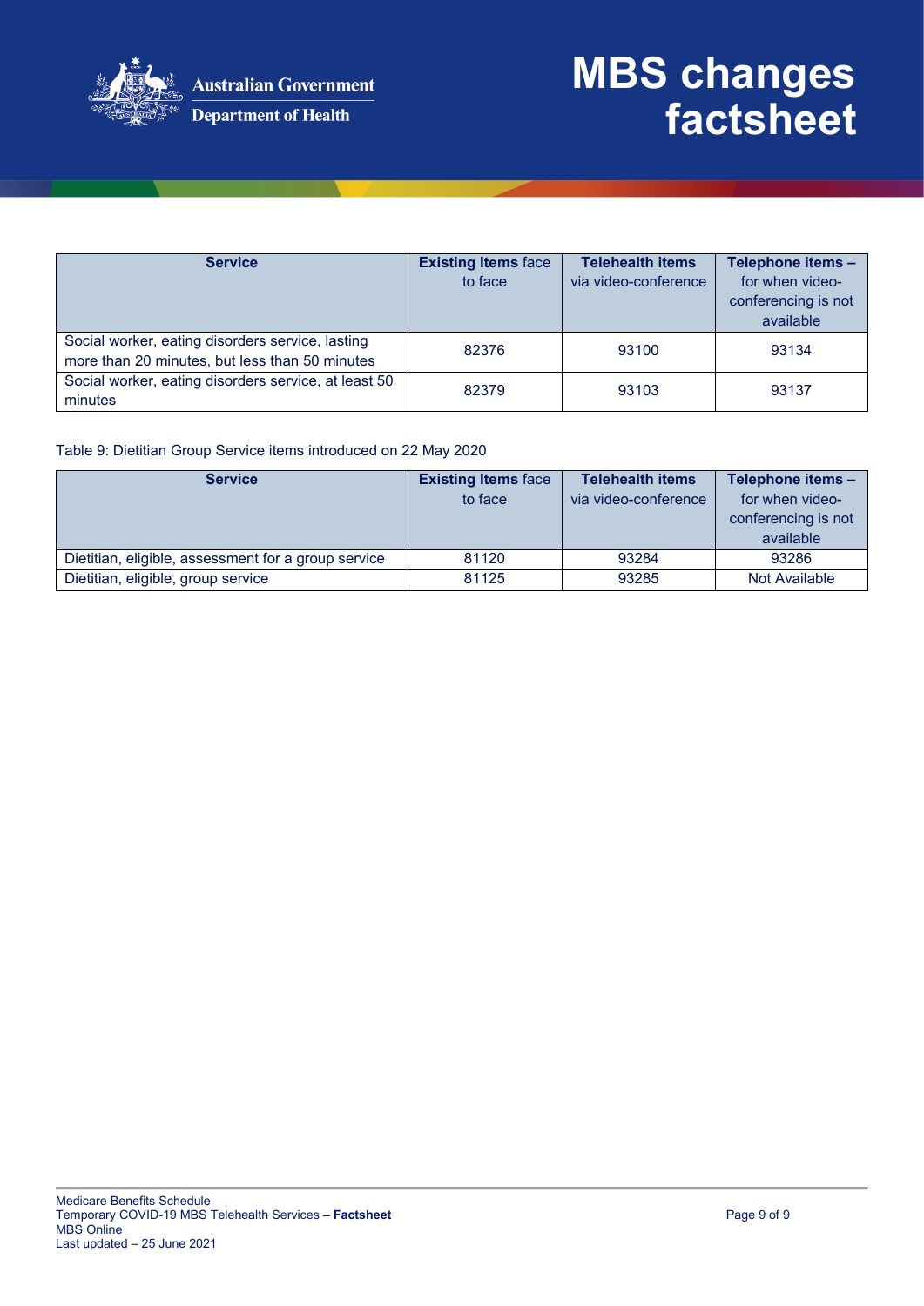| Service | Existing Items face to face | Telehealth items via video-conference | Telephone items – for when video-conferencing is not available |
|---|---|---|---|
| Social worker, eating disorders service, lasting more than 20 minutes, but less than 50 minutes | 82376 | 93100 | 93134 |
| Social worker, eating disorders service, at least 50 minutes | 82379 | 93103 | 93137 |

Table 9: Dietitian Group Service items introduced on 22 May 2020

| Service | Existing Items face to face | Telehealth items via video-conference | Telephone items – for when video-conferencing is not available |
|---|---|---|---|
| Dietitian, eligible, assessment for a group service | 81120 | 93284 | 93286 |
| Dietitian, eligible, group service | 81125 | 93285 | Not Available |